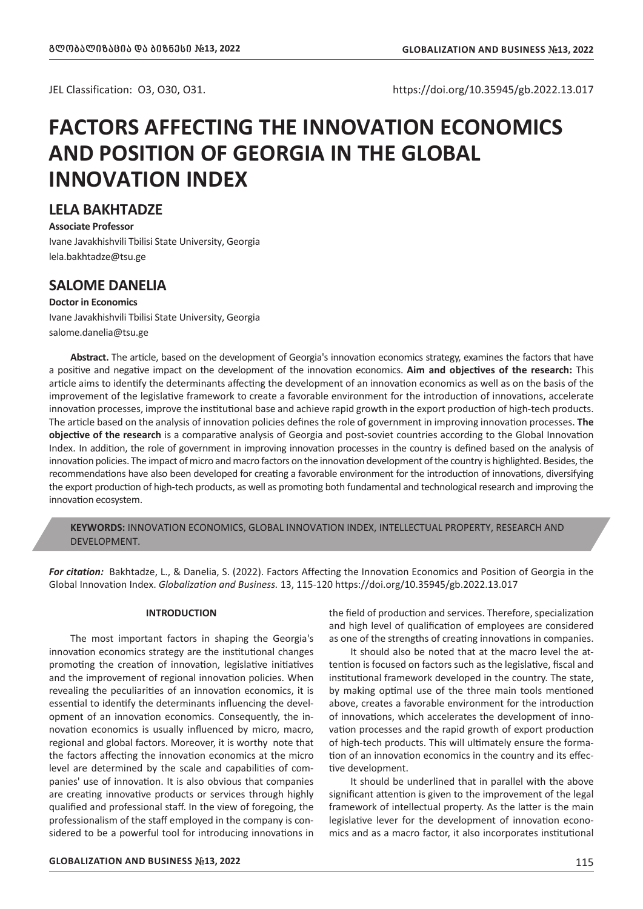JEL Classification: O3, O30, O31.

https://doi.org/10.35945/gb.2022.13.017

# FACTORS AFFECTING THE INNOVATION ECONOMICS AND POSITION OF GEORGIA IN THE GLOBAL INNOVATION INDEX

## LELA BAKHTADZE

**Associate Professor**
Ivane Javakhishvili Tbilisi State University, Georgia
lela.bakhtadze@tsu.ge

## SALOME DANELIA

**Doctor in Economics**
Ivane Javakhishvili Tbilisi State University, Georgia
salome.danelia@tsu.ge

**Abstract.** The article, based on the development of Georgia's innovation economics strategy, examines the factors that have a positive and negative impact on the development of the innovation economics. **Aim and objectives of the research:** This article aims to identify the determinants affecting the development of an innovation economics as well as on the basis of the improvement of the legislative framework to create a favorable environment for the introduction of innovations, accelerate innovation processes, improve the institutional base and achieve rapid growth in the export production of high-tech products. The article based on the analysis of innovation policies defines the role of government in improving innovation processes. **The objective of the research** is a comparative analysis of Georgia and post-soviet countries according to the Global Innovation Index. In addition, the role of government in improving innovation processes in the country is defined based on the analysis of innovation policies. The impact of micro and macro factors on the innovation development of the country is highlighted. Besides, the recommendations have also been developed for creating a favorable environment for the introduction of innovations, diversifying the export production of high-tech products, as well as promoting both fundamental and technological research and improving the innovation ecosystem.

**KEYWORDS:** INNOVATION ECONOMICS, GLOBAL INNOVATION INDEX, INTELLECTUAL PROPERTY, RESEARCH AND DEVELOPMENT.

***For citation:*** Bakhtadze, L., & Danelia, S. (2022). Factors Affecting the Innovation Economics and Position of Georgia in the Global Innovation Index. *Globalization and Business.* 13, 115-120 https://doi.org/10.35945/gb.2022.13.017

### INTRODUCTION

The most important factors in shaping the Georgia's innovation economics strategy are the institutional changes promoting the creation of innovation, legislative initiatives and the improvement of regional innovation policies. When revealing the peculiarities of an innovation economics, it is essential to identify the determinants influencing the development of an innovation economics. Consequently, the innovation economics is usually influenced by micro, macro, regional and global factors. Moreover, it is worthy note that the factors affecting the innovation economics at the micro level are determined by the scale and capabilities of companies' use of innovation. It is also obvious that companies are creating innovative products or services through highly qualified and professional staff. In the view of foregoing, the professionalism of the staff employed in the company is considered to be a powerful tool for introducing innovations in the field of production and services. Therefore, specialization and high level of qualification of employees are considered as one of the strengths of creating innovations in companies.

It should also be noted that at the macro level the attention is focused on factors such as the legislative, fiscal and institutional framework developed in the country. The state, by making optimal use of the three main tools mentioned above, creates a favorable environment for the introduction of innovations, which accelerates the development of innovation processes and the rapid growth of export production of high-tech products. This will ultimately ensure the formation of an innovation economics in the country and its effective development.

It should be underlined that in parallel with the above significant attention is given to the improvement of the legal framework of intellectual property. As the latter is the main legislative lever for the development of innovation economics and as a macro factor, it also incorporates institutional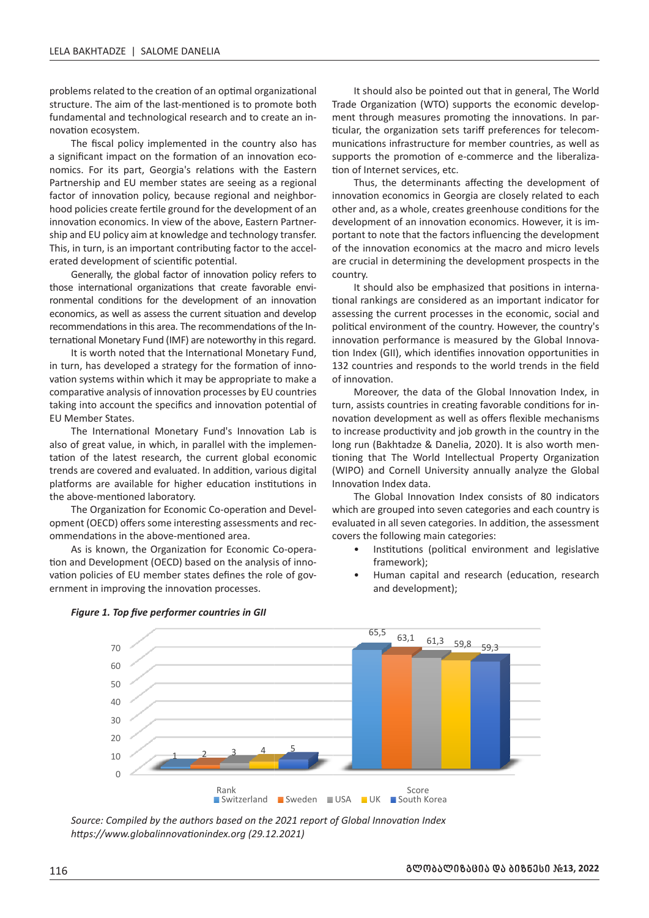problems related to the creation of an optimal organizational structure. The aim of the last-mentioned is to promote both fundamental and technological research and to create an innovation ecosystem.

The fiscal policy implemented in the country also has a significant impact on the formation of an innovation economics. For its part, Georgia's relations with the Eastern Partnership and EU member states are seeing as a regional factor of innovation policy, because regional and neighborhood policies create fertile ground for the development of an innovation economics. In view of the above, Eastern Partnership and EU policy aim at knowledge and technology transfer. This, in turn, is an important contributing factor to the accelerated development of scientific potential.

Generally, the global factor of innovation policy refers to those international organizations that create favorable environmental conditions for the development of an innovation economics, as well as assess the current situation and develop recommendations in this area. The recommendations of the International Monetary Fund (IMF) are noteworthy in this regard.

It is worth noted that the International Monetary Fund, in turn, has developed a strategy for the formation of innovation systems within which it may be appropriate to make a comparative analysis of innovation processes by EU countries taking into account the specifics and innovation potential of EU Member States.

The International Monetary Fund's Innovation Lab is also of great value, in which, in parallel with the implementation of the latest research, the current global economic trends are covered and evaluated. In addition, various digital platforms are available for higher education institutions in the above-mentioned laboratory.

The Organization for Economic Co-operation and Development (OECD) offers some interesting assessments and recommendations in the above-mentioned area.

As is known, the Organization for Economic Co-operation and Development (OECD) based on the analysis of innovation policies of EU member states defines the role of government in improving the innovation processes.

It should also be pointed out that in general, The World Trade Organization (WTO) supports the economic development through measures promoting the innovations. In particular, the organization sets tariff preferences for telecommunications infrastructure for member countries, as well as supports the promotion of e-commerce and the liberalization of Internet services, etc.

Thus, the determinants affecting the development of innovation economics in Georgia are closely related to each other and, as a whole, creates greenhouse conditions for the development of an innovation economics. However, it is important to note that the factors influencing the development of the innovation economics at the macro and micro levels are crucial in determining the development prospects in the country.

It should also be emphasized that positions in international rankings are considered as an important indicator for assessing the current processes in the economic, social and political environment of the country. However, the country's innovation performance is measured by the Global Innovation Index (GII), which identifies innovation opportunities in 132 countries and responds to the world trends in the field of innovation.

Moreover, the data of the Global Innovation Index, in turn, assists countries in creating favorable conditions for innovation development as well as offers flexible mechanisms to increase productivity and job growth in the country in the long run (Bakhtadze & Danelia, 2020). It is also worth mentioning that The World Intellectual Property Organization (WIPO) and Cornell University annually analyze the Global Innovation Index data.

The Global Innovation Index consists of 80 indicators which are grouped into seven categories and each country is evaluated in all seven categories. In addition, the assessment covers the following main categories:

- Institutions (political environment and legislative framework);
- Human capital and research (education, research and development);

***Figure 1. Top five performer countries in GII***

| | Switzerland | Sweden | USA | UK | South Korea |
|---|---|---|---|---|---|
| Rank | 1 | 2 | 3 | 4 | 5 |
| Score | 65,5 | 63,1 | 61,3 | 59,8 | 59,3 |

*Source: Compiled by the authors based on the 2021 report of Global Innovation Index https://www.globalinnovationindex.org (29.12.2021)*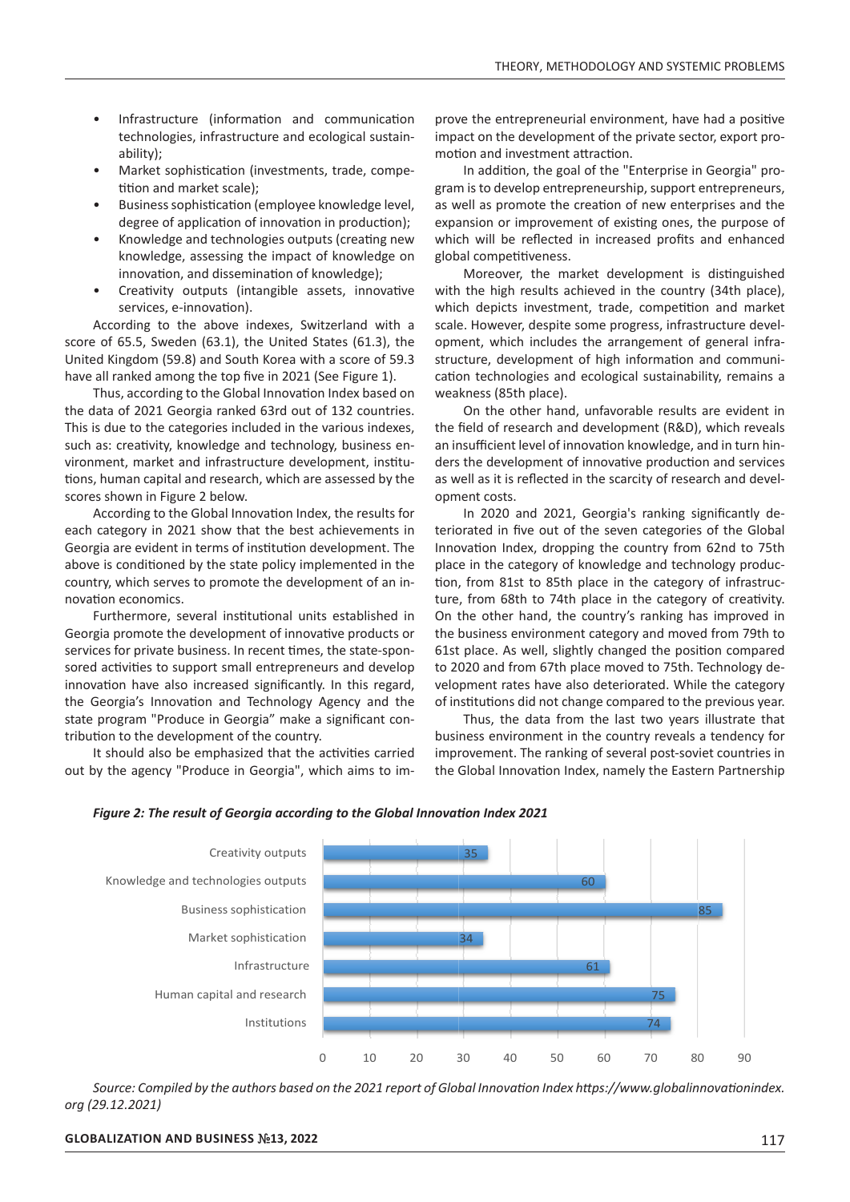- Infrastructure (information and communication technologies, infrastructure and ecological sustainability);
- Market sophistication (investments, trade, competition and market scale);
- Business sophistication (employee knowledge level, degree of application of innovation in production);
- Knowledge and technologies outputs (creating new knowledge, assessing the impact of knowledge on innovation, and dissemination of knowledge);
- Creativity outputs (intangible assets, innovative services, e-innovation).

According to the above indexes, Switzerland with a score of 65.5, Sweden (63.1), the United States (61.3), the United Kingdom (59.8) and South Korea with a score of 59.3 have all ranked among the top five in 2021 (See Figure 1).

Thus, according to the Global Innovation Index based on the data of 2021 Georgia ranked 63rd out of 132 countries. This is due to the categories included in the various indexes, such as: creativity, knowledge and technology, business environment, market and infrastructure development, institutions, human capital and research, which are assessed by the scores shown in Figure 2 below.

According to the Global Innovation Index, the results for each category in 2021 show that the best achievements in Georgia are evident in terms of institution development. The above is conditioned by the state policy implemented in the country, which serves to promote the development of an innovation economics.

Furthermore, several institutional units established in Georgia promote the development of innovative products or services for private business. In recent times, the state-sponsored activities to support small entrepreneurs and develop innovation have also increased significantly. In this regard, the Georgia's Innovation and Technology Agency and the state program "Produce in Georgia" make a significant contribution to the development of the country.

It should also be emphasized that the activities carried out by the agency "Produce in Georgia", which aims to improve the entrepreneurial environment, have had a positive impact on the development of the private sector, export promotion and investment attraction.

In addition, the goal of the "Enterprise in Georgia" program is to develop entrepreneurship, support entrepreneurs, as well as promote the creation of new enterprises and the expansion or improvement of existing ones, the purpose of which will be reflected in increased profits and enhanced global competitiveness.

Moreover, the market development is distinguished with the high results achieved in the country (34th place), which depicts investment, trade, competition and market scale. However, despite some progress, infrastructure development, which includes the arrangement of general infrastructure, development of high information and communication technologies and ecological sustainability, remains a weakness (85th place).

On the other hand, unfavorable results are evident in the field of research and development (R&D), which reveals an insufficient level of innovation knowledge, and in turn hinders the development of innovative production and services as well as it is reflected in the scarcity of research and development costs.

In 2020 and 2021, Georgia's ranking significantly deteriorated in five out of the seven categories of the Global Innovation Index, dropping the country from 62nd to 75th place in the category of knowledge and technology production, from 81st to 85th place in the category of infrastructure, from 68th to 74th place in the category of creativity. On the other hand, the country's ranking has improved in the business environment category and moved from 79th to 61st place. As well, slightly changed the position compared to 2020 and from 67th place moved to 75th. Technology development rates have also deteriorated. While the category of institutions did not change compared to the previous year.

Thus, the data from the last two years illustrate that business environment in the country reveals a tendency for improvement. The ranking of several post-soviet countries in the Global Innovation Index, namely the Eastern Partnership

***Figure 2: The result of Georgia according to the Global Innovation Index 2021***

| Category | Value |
|---|---|
| Creativity outputs | 35 |
| Knowledge and technologies outputs | 60 |
| Business sophistication | 85 |
| Market sophistication | 34 |
| Infrastructure | 61 |
| Human capital and research | 75 |
| Institutions | 74 |

*Source: Compiled by the authors based on the 2021 report of Global Innovation Index https://www.globalinnovationindex.org (29.12.2021)*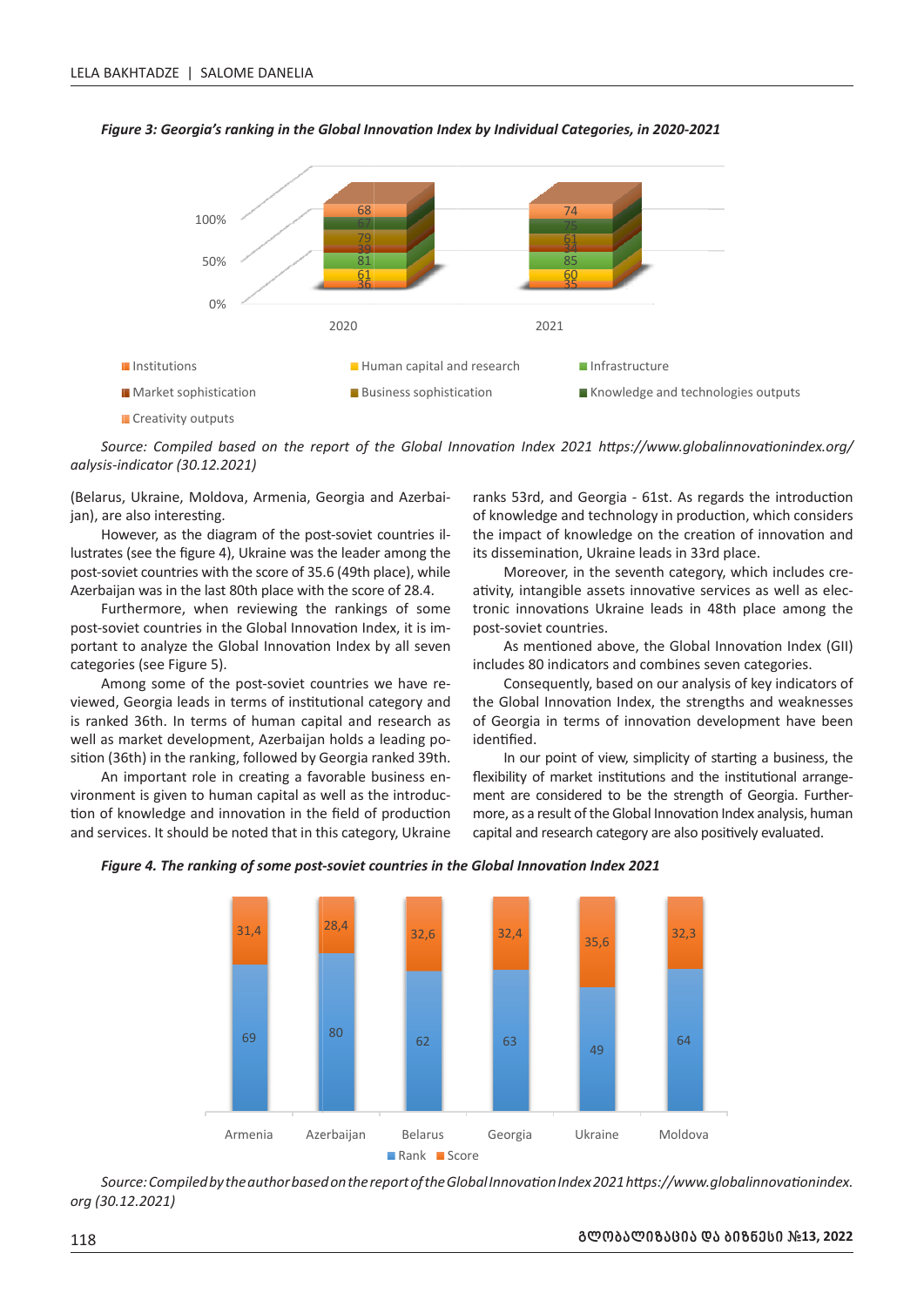*Figure 3: Georgia's ranking in the Global Innovation Index by Individual Categories, in 2020-2021*

| Category | 2020 | 2021 |
|---|---|---|
| Institutions | 36 | 35 |
| Human capital and research | 61 | 60 |
| Infrastructure | 81 | 85 |
| Market sophistication | 39 | 34 |
| Business sophistication | 79 | 61 |
| Knowledge and technologies outputs | 67 | 75 |
| Creativity outputs | 68 | 74 |

*Source: Compiled based on the report of the Global Innovation Index 2021 https://www.globalinnovationindex.org/aalysis-indicator (30.12.2021)*

(Belarus, Ukraine, Moldova, Armenia, Georgia and Azerbaijan), are also interesting.

However, as the diagram of the post-soviet countries illustrates (see the figure 4), Ukraine was the leader among the post-soviet countries with the score of 35.6 (49th place), while Azerbaijan was in the last 80th place with the score of 28.4.

Furthermore, when reviewing the rankings of some post-soviet countries in the Global Innovation Index, it is important to analyze the Global Innovation Index by all seven categories (see Figure 5).

Among some of the post-soviet countries we have reviewed, Georgia leads in terms of institutional category and is ranked 36th. In terms of human capital and research as well as market development, Azerbaijan holds a leading position (36th) in the ranking, followed by Georgia ranked 39th.

An important role in creating a favorable business environment is given to human capital as well as the introduction of knowledge and innovation in the field of production and services. It should be noted that in this category, Ukraine ranks 53rd, and Georgia - 61st. As regards the introduction of knowledge and technology in production, which considers the impact of knowledge on the creation of innovation and its dissemination, Ukraine leads in 33rd place.

Moreover, in the seventh category, which includes creativity, intangible assets innovative services as well as electronic innovations Ukraine leads in 48th place among the post-soviet countries.

As mentioned above, the Global Innovation Index (GII) includes 80 indicators and combines seven categories.

Consequently, based on our analysis of key indicators of the Global Innovation Index, the strengths and weaknesses of Georgia in terms of innovation development have been identified.

In our point of view, simplicity of starting a business, the flexibility of market institutions and the institutional arrangement are considered to be the strength of Georgia. Furthermore, as a result of the Global Innovation Index analysis, human capital and research category are also positively evaluated.

*Figure 4. The ranking of some post-soviet countries in the Global Innovation Index 2021*

| Country | Rank | Score |
|---|---|---|
| Armenia | 69 | 31,4 |
| Azerbaijan | 80 | 28,4 |
| Belarus | 62 | 32,6 |
| Georgia | 63 | 32,4 |
| Ukraine | 49 | 35,6 |
| Moldova | 64 | 32,3 |

*Source: Compiled by the author based on the report of the Global Innovation Index 2021 https://www.globalinnovationindex.org (30.12.2021)*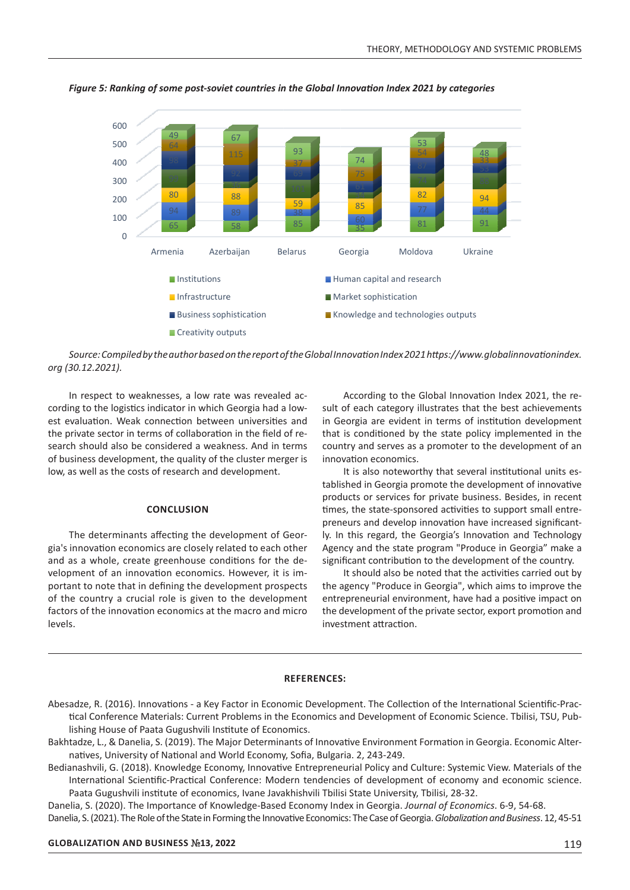*Figure 5: Ranking of some post-soviet countries in the Global Innovation Index 2021 by categories*

*Source: Compiled by the author based on the report of the Global Innovation Index 2021 https://www.globalinnovationindex.org (30.12.2021).*

In respect to weaknesses, a low rate was revealed according to the logistics indicator in which Georgia had a lowest evaluation. Weak connection between universities and the private sector in terms of collaboration in the field of research should also be considered a weakness. And in terms of business development, the quality of the cluster merger is low, as well as the costs of research and development.

According to the Global Innovation Index 2021, the result of each category illustrates that the best achievements in Georgia are evident in terms of institution development that is conditioned by the state policy implemented in the country and serves as a promoter to the development of an innovation economics.

It is also noteworthy that several institutional units established in Georgia promote the development of innovative products or services for private business. Besides, in recent times, the state-sponsored activities to support small entrepreneurs and develop innovation have increased significantly. In this regard, the Georgia's Innovation and Technology Agency and the state program "Produce in Georgia" make a significant contribution to the development of the country.

It should also be noted that the activities carried out by the agency "Produce in Georgia", which aims to improve the entrepreneurial environment, have had a positive impact on the development of the private sector, export promotion and investment attraction.

## CONCLUSION

The determinants affecting the development of Georgia's innovation economics are closely related to each other and as a whole, create greenhouse conditions for the development of an innovation economics. However, it is important to note that in defining the development prospects of the country a crucial role is given to the development factors of the innovation economics at the macro and micro levels.

## REFERENCES:

Abesadze, R. (2016). Innovations - a Key Factor in Economic Development. The Collection of the International Scientific-Practical Conference Materials: Current Problems in the Economics and Development of Economic Science. Tbilisi, TSU, Publishing House of Paata Gugushvili Institute of Economics.

Bakhtadze, L., & Danelia, S. (2019). The Major Determinants of Innovative Environment Formation in Georgia. Economic Alternatives, University of National and World Economy, Sofia, Bulgaria. 2, 243-249.

Bedianashvili, G. (2018). Knowledge Economy, Innovative Entrepreneurial Policy and Culture: Systemic View. Materials of the International Scientific-Practical Conference: Modern tendencies of development of economy and economic science. Paata Gugushvili institute of economics, Ivane Javakhishvili Tbilisi State University, Tbilisi, 28-32.

Danelia, S. (2020). The Importance of Knowledge-Based Economy Index in Georgia. *Journal of Economics*. 6-9, 54-68.

Danelia, S. (2021). The Role of the State in Forming the Innovative Economics: The Case of Georgia. *Globalization and Business*. 12, 45-51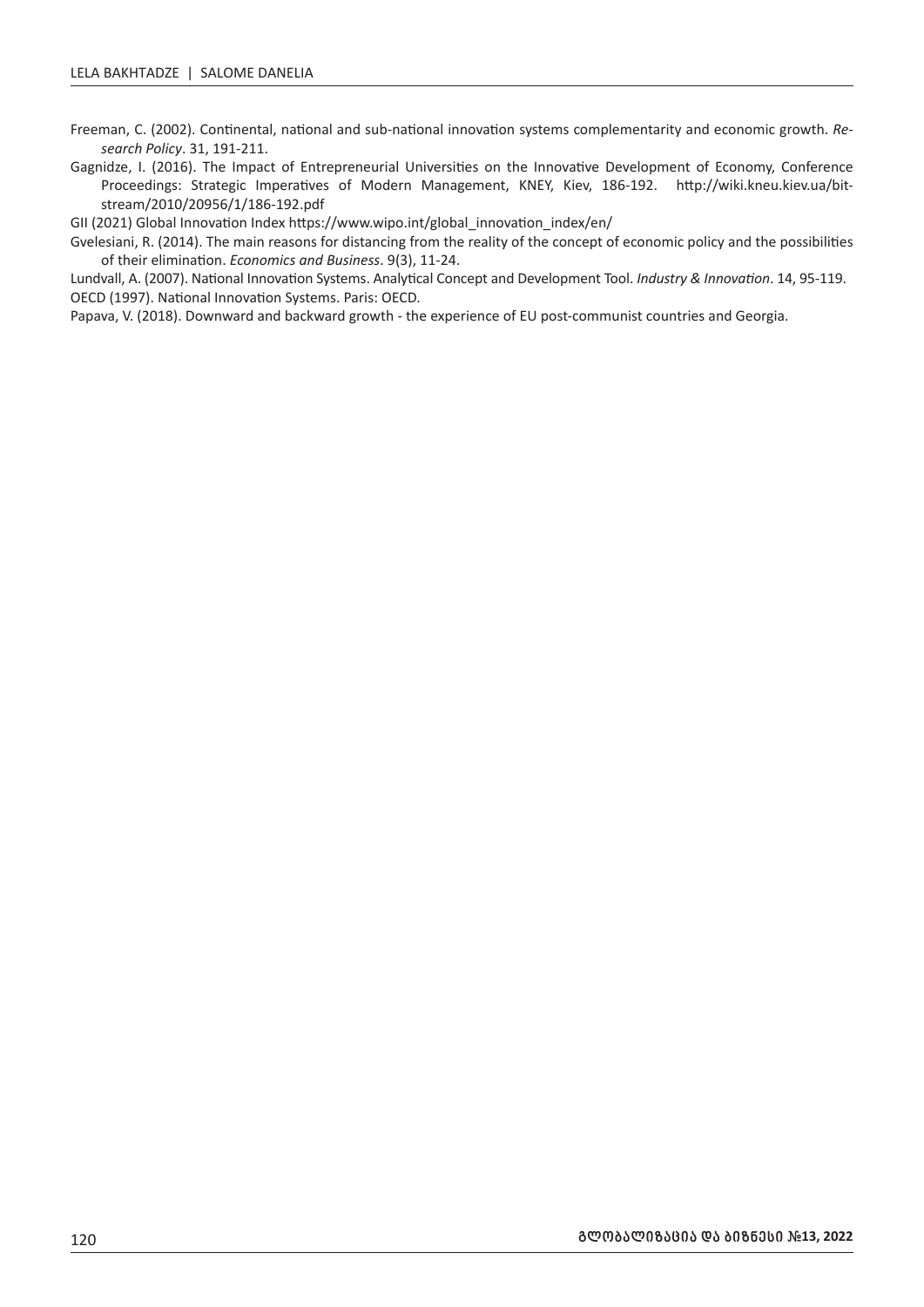Freeman, C. (2002). Continental, national and sub-national innovation systems complementarity and economic growth. *Research Policy*. 31, 191-211.

Gagnidze, I. (2016). The Impact of Entrepreneurial Universities on the Innovative Development of Economy, Conference Proceedings: Strategic Imperatives of Modern Management, KNEY, Kiev, 186-192. http://wiki.kneu.kiev.ua/bitstream/2010/20956/1/186-192.pdf

GII (2021) Global Innovation Index https://www.wipo.int/global_innovation_index/en/

Gvelesiani, R. (2014). The main reasons for distancing from the reality of the concept of economic policy and the possibilities of their elimination. *Economics and Business*. 9(3), 11-24.

Lundvall, A. (2007). National Innovation Systems. Analytical Concept and Development Tool. *Industry & Innovation*. 14, 95-119.

OECD (1997). National Innovation Systems. Paris: OECD.

Papava, V. (2018). Downward and backward growth - the experience of EU post-communist countries and Georgia.